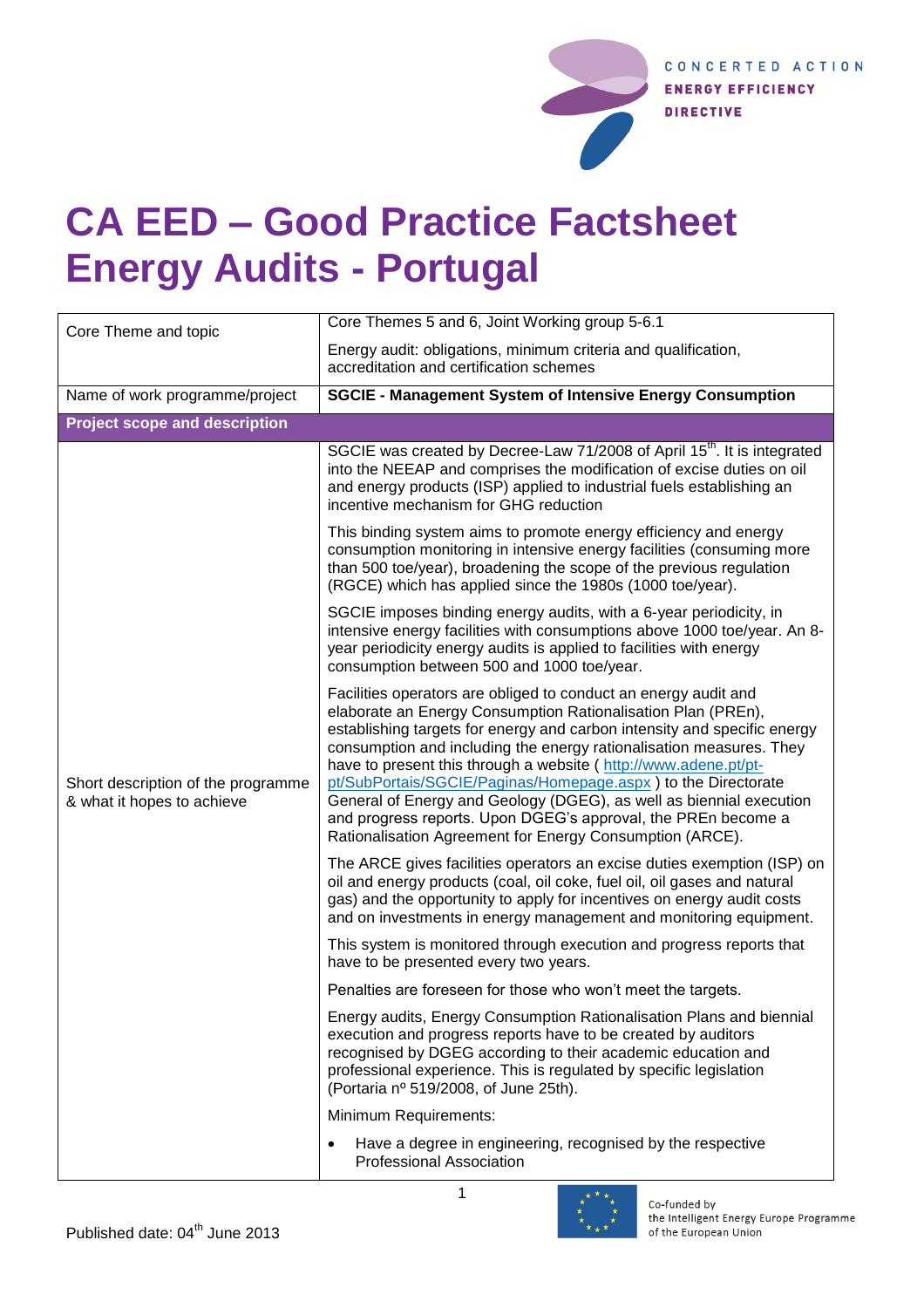# CA EED – Good Practice Factsheet Energy Audits - Portugal

| Core Theme and topic | Core Themes 5 and 6, Joint Working group 5-6.1<br><br>Energy audit: obligations, minimum criteria and qualification, accreditation and certification schemes |
|---|---|
| Name of work programme/project | **SGCIE - Management System of Intensive Energy Consumption** |
| **Project scope and description** | |
| Short description of the programme & what it hopes to achieve | SGCIE was created by Decree-Law 71/2008 of April 15th. It is integrated into the NEEAP and comprises the modification of excise duties on oil and energy products (ISP) applied to industrial fuels establishing an incentive mechanism for GHG reduction<br><br>This binding system aims to promote energy efficiency and energy consumption monitoring in intensive energy facilities (consuming more than 500 toe/year), broadening the scope of the previous regulation (RGCE) which has applied since the 1980s (1000 toe/year).<br><br>SGCIE imposes binding energy audits, with a 6-year periodicity, in intensive energy facilities with consumptions above 1000 toe/year. An 8-year periodicity energy audits is applied to facilities with energy consumption between 500 and 1000 toe/year.<br><br>Facilities operators are obliged to conduct an energy audit and elaborate an Energy Consumption Rationalisation Plan (PREn), establishing targets for energy and carbon intensity and specific energy consumption and including the energy rationalisation measures. They have to present this through a website ( http://www.adene.pt/pt-pt/SubPortais/SGCIE/Paginas/Homepage.aspx ) to the Directorate General of Energy and Geology (DGEG), as well as biennial execution and progress reports. Upon DGEG's approval, the PREn become a Rationalisation Agreement for Energy Consumption (ARCE).<br><br>The ARCE gives facilities operators an excise duties exemption (ISP) on oil and energy products (coal, oil coke, fuel oil, oil gases and natural gas) and the opportunity to apply for incentives on energy audit costs and on investments in energy management and monitoring equipment.<br><br>This system is monitored through execution and progress reports that have to be presented every two years.<br><br>Penalties are foreseen for those who won't meet the targets.<br><br>Energy audits, Energy Consumption Rationalisation Plans and biennial execution and progress reports have to be created by auditors recognised by DGEG according to their academic education and professional experience. This is regulated by specific legislation (Portaria nº 519/2008, of June 25th).<br><br>Minimum Requirements:<br><br>• Have a degree in engineering, recognised by the respective Professional Association |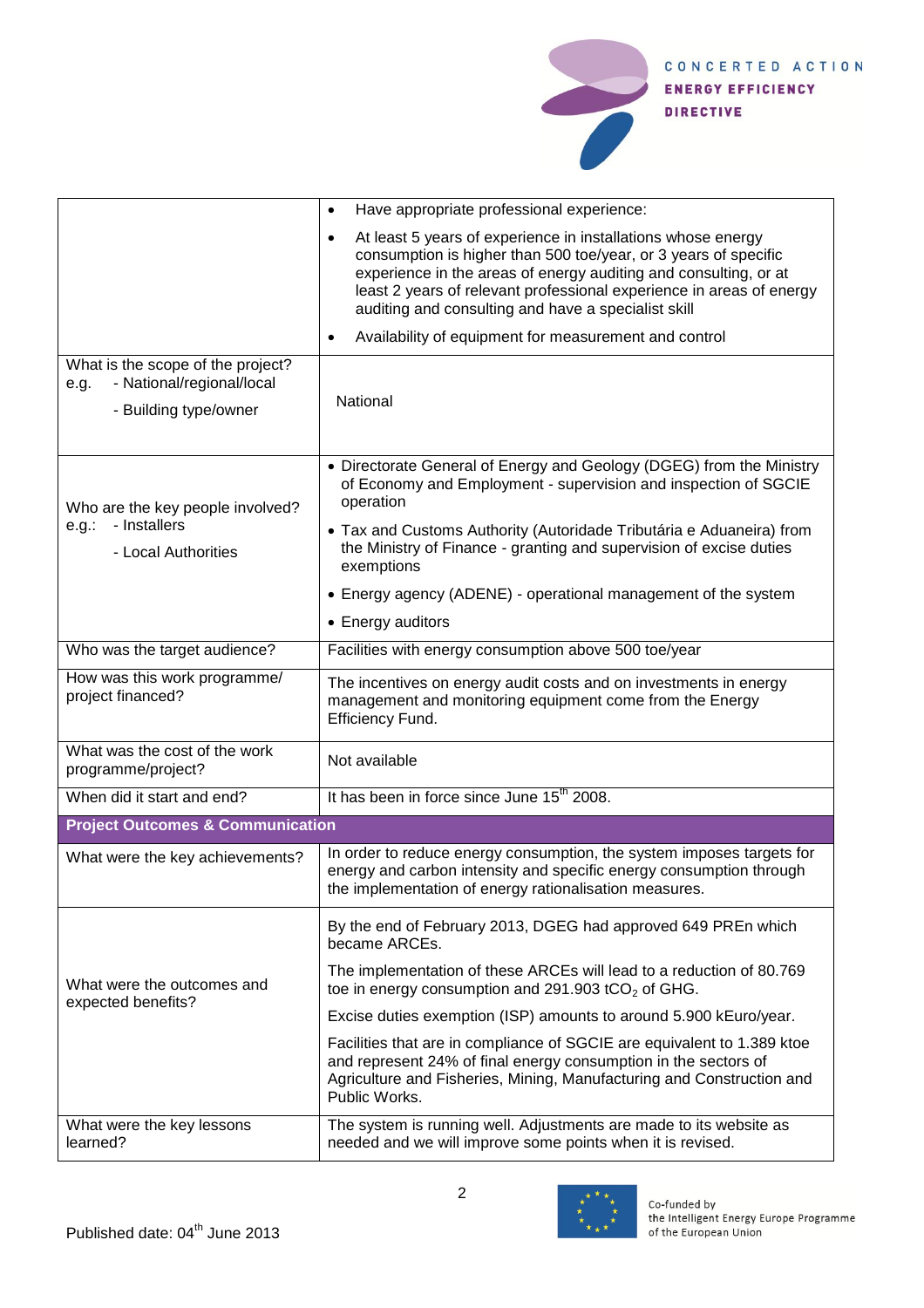| | |
|---|---|
| | • Have appropriate professional experience:<br>• At least 5 years of experience in installations whose energy consumption is higher than 500 toe/year, or 3 years of specific experience in the areas of energy auditing and consulting, or at least 2 years of relevant professional experience in areas of energy auditing and consulting and have a specialist skill<br>• Availability of equipment for measurement and control |
| What is the scope of the project?<br>e.g. - National/regional/local<br>- Building type/owner | National |
| Who are the key people involved?<br>e.g.: - Installers<br>- Local Authorities | • Directorate General of Energy and Geology (DGEG) from the Ministry of Economy and Employment - supervision and inspection of SGCIE operation<br>• Tax and Customs Authority (Autoridade Tributária e Aduaneira) from the Ministry of Finance - granting and supervision of excise duties exemptions<br>• Energy agency (ADENE) - operational management of the system<br>• Energy auditors |
| Who was the target audience? | Facilities with energy consumption above 500 toe/year |
| How was this work programme/ project financed? | The incentives on energy audit costs and on investments in energy management and monitoring equipment come from the Energy Efficiency Fund. |
| What was the cost of the work programme/project? | Not available |
| When did it start and end? | It has been in force since June 15th 2008. |
| **Project Outcomes & Communication** | |
| What were the key achievements? | In order to reduce energy consumption, the system imposes targets for energy and carbon intensity and specific energy consumption through the implementation of energy rationalisation measures. |
| What were the outcomes and expected benefits? | By the end of February 2013, DGEG had approved 649 PREn which became ARCEs.<br>The implementation of these ARCEs will lead to a reduction of 80.769 toe in energy consumption and 291.903 $tCO_2$ of GHG.<br>Excise duties exemption (ISP) amounts to around 5.900 kEuro/year.<br>Facilities that are in compliance of SGCIE are equivalent to 1.389 ktoe and represent 24% of final energy consumption in the sectors of Agriculture and Fisheries, Mining, Manufacturing and Construction and Public Works. |
| What were the key lessons learned? | The system is running well. Adjustments are made to its website as needed and we will improve some points when it is revised. |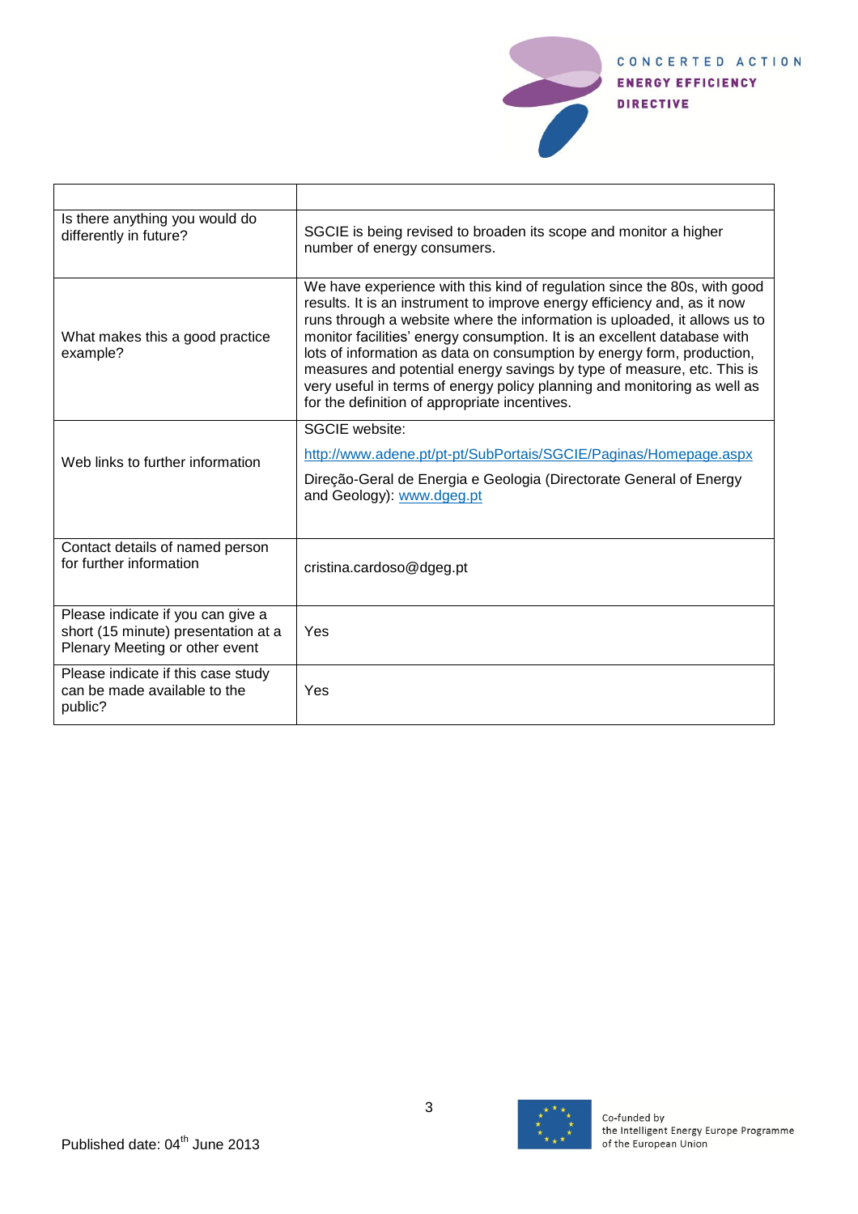| | |
|---|---|
| Is there anything you would do differently in future? | SGCIE is being revised to broaden its scope and monitor a higher number of energy consumers. |
| What makes this a good practice example? | We have experience with this kind of regulation since the 80s, with good results. It is an instrument to improve energy efficiency and, as it now runs through a website where the information is uploaded, it allows us to monitor facilities' energy consumption. It is an excellent database with lots of information as data on consumption by energy form, production, measures and potential energy savings by type of measure, etc. This is very useful in terms of energy policy planning and monitoring as well as for the definition of appropriate incentives. |
| Web links to further information | SGCIE website: http://www.adene.pt/pt-pt/SubPortais/SGCIE/Paginas/Homepage.aspx Direção-Geral de Energia e Geologia (Directorate General of Energy and Geology): www.dgeg.pt |
| Contact details of named person for further information | cristina.cardoso@dgeg.pt |
| Please indicate if you can give a short (15 minute) presentation at a Plenary Meeting or other event | Yes |
| Please indicate if this case study can be made available to the public? | Yes |

Published date: 04th June 2013